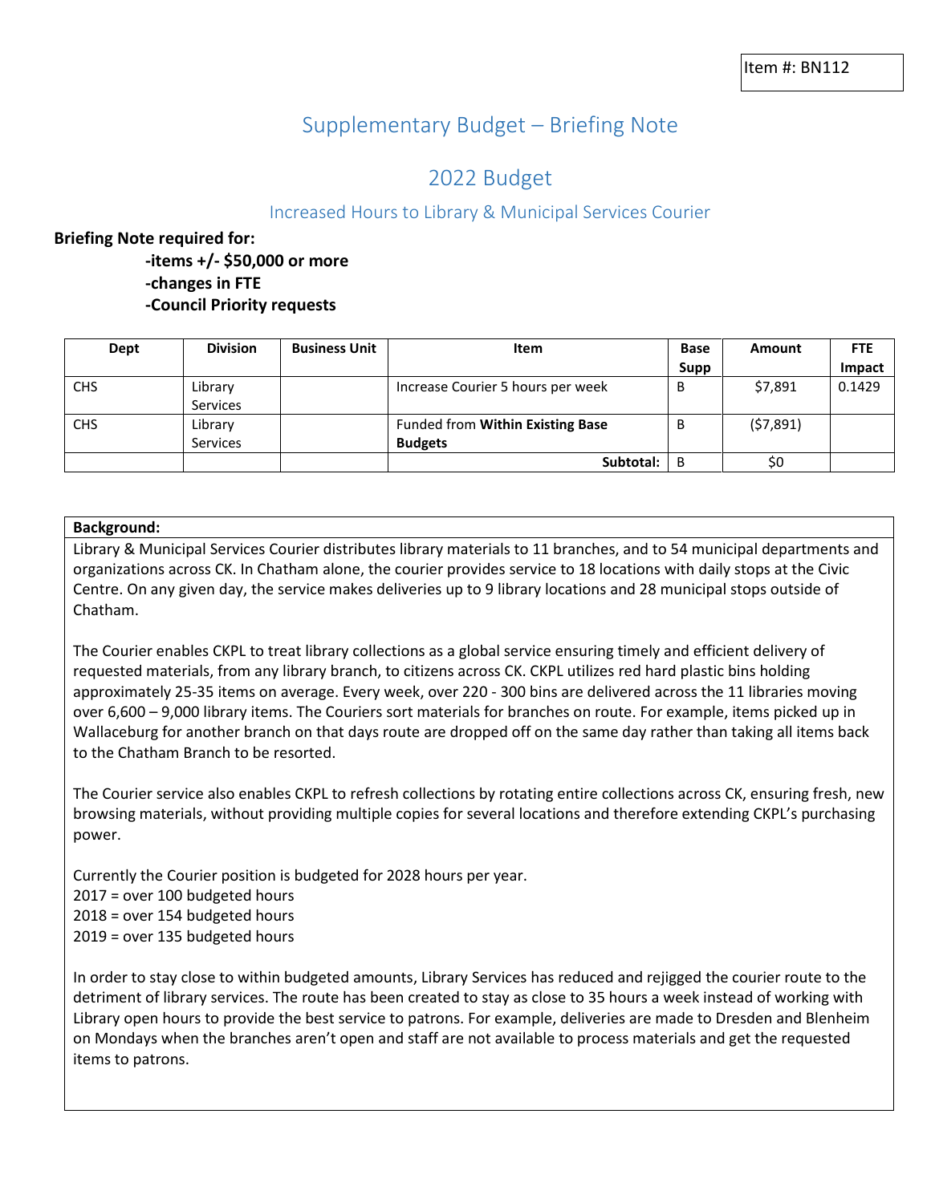Item #: BN112

# Supplementary Budget – Briefing Note

## 2022 Budget

### Increased Hours to Library & Municipal Services Courier

**Briefing Note required for:**

**-items +/- $50,000 or more**
**-changes in FTE**
**-Council Priority requests**

| Dept | Division | Business Unit | Item | Base Supp | Amount | FTE Impact |
|---|---|---|---|---|---|---|
| CHS | Library Services | | Increase Courier 5 hours per week | B | $7,891 | 0.1429 |
| CHS | Library Services | | Funded from **Within Existing Base Budgets** | B | ($7,891) | |
| | | | **Subtotal:** | B | $0 | |

**Background:**

Library & Municipal Services Courier distributes library materials to 11 branches, and to 54 municipal departments and organizations across CK. In Chatham alone, the courier provides service to 18 locations with daily stops at the Civic Centre. On any given day, the service makes deliveries up to 9 library locations and 28 municipal stops outside of Chatham.

The Courier enables CKPL to treat library collections as a global service ensuring timely and efficient delivery of requested materials, from any library branch, to citizens across CK. CKPL utilizes red hard plastic bins holding approximately 25-35 items on average. Every week, over 220 - 300 bins are delivered across the 11 libraries moving over 6,600 – 9,000 library items. The Couriers sort materials for branches on route. For example, items picked up in Wallaceburg for another branch on that days route are dropped off on the same day rather than taking all items back to the Chatham Branch to be resorted.

The Courier service also enables CKPL to refresh collections by rotating entire collections across CK, ensuring fresh, new browsing materials, without providing multiple copies for several locations and therefore extending CKPL's purchasing power.

Currently the Courier position is budgeted for 2028 hours per year.
2017 = over 100 budgeted hours
2018 = over 154 budgeted hours
2019 = over 135 budgeted hours

In order to stay close to within budgeted amounts, Library Services has reduced and rejigged the courier route to the detriment of library services. The route has been created to stay as close to 35 hours a week instead of working with Library open hours to provide the best service to patrons. For example, deliveries are made to Dresden and Blenheim on Mondays when the branches aren't open and staff are not available to process materials and get the requested items to patrons.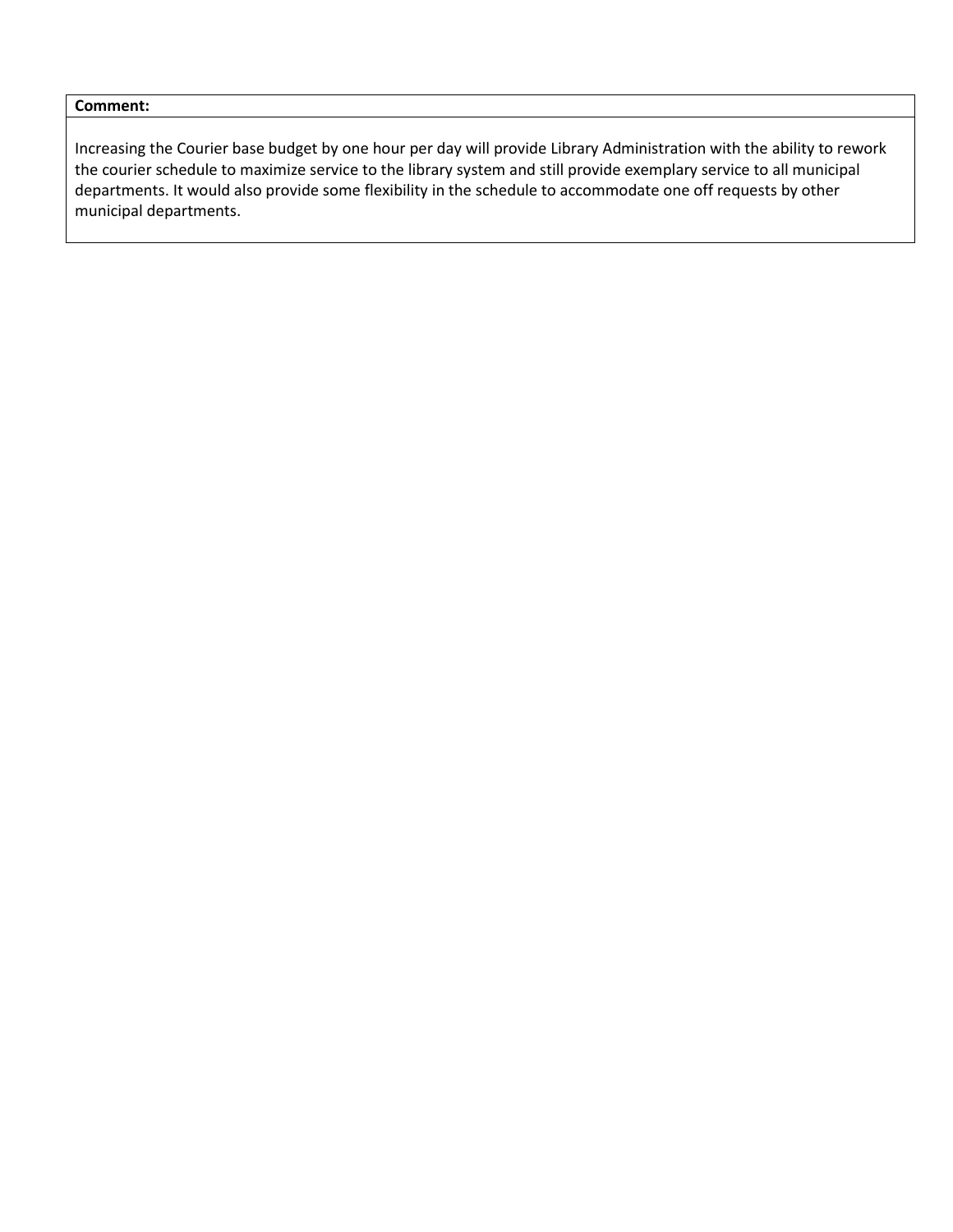| **Comment:** |
| --- |
| Increasing the Courier base budget by one hour per day will provide Library Administration with the ability to rework the courier schedule to maximize service to the library system and still provide exemplary service to all municipal departments. It would also provide some flexibility in the schedule to accommodate one off requests by other municipal departments. |